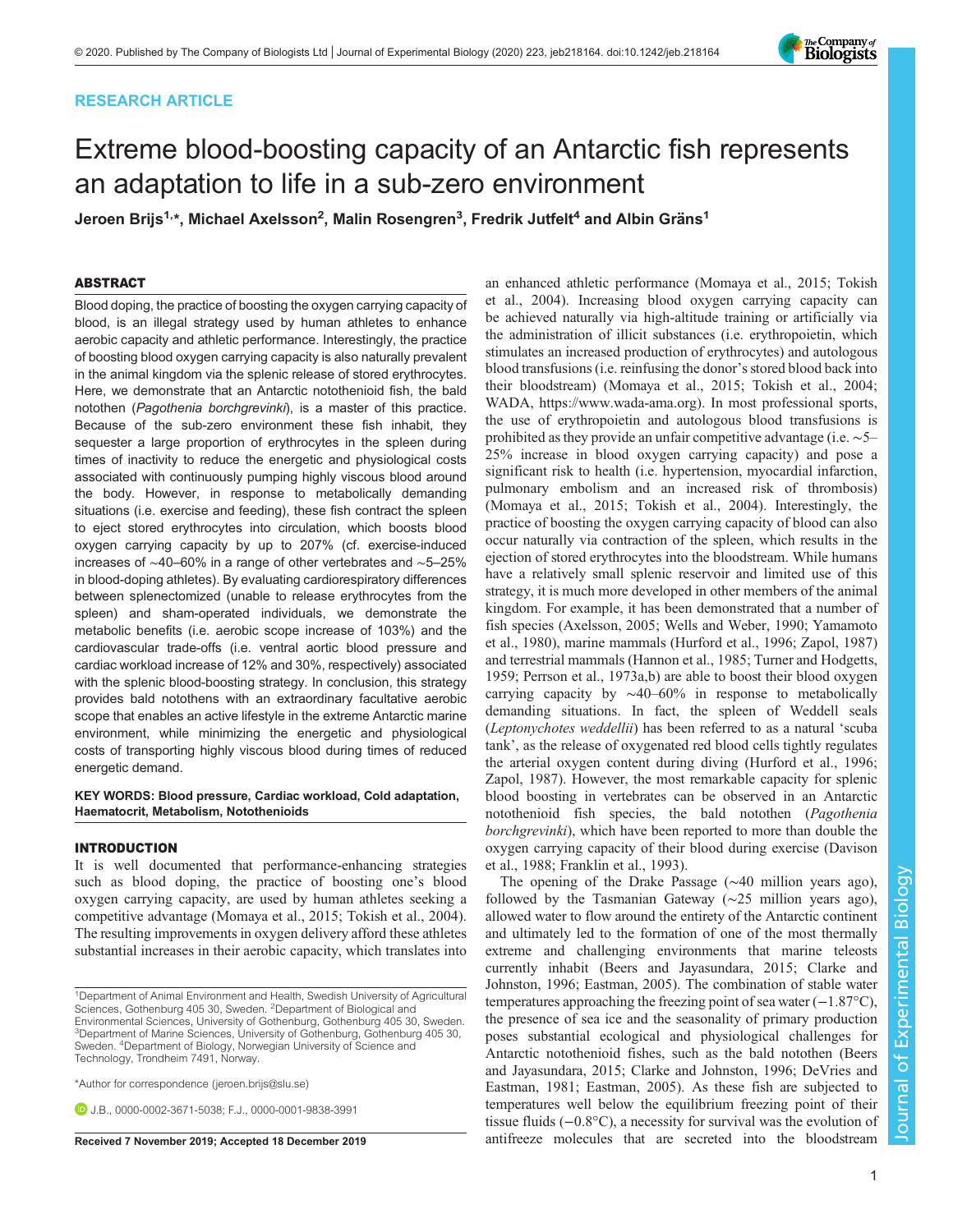RESEARCH ARTICLE

# Extreme blood-boosting capacity of an Antarctic fish represents an adaptation to life in a sub-zero environment

**Jeroen Brijs[1,*], Michael Axelsson[2], Malin Rosengren[3], Fredrik Jutfelt[4] and Albin Gräns[1]**

## ABSTRACT

Blood doping, the practice of boosting the oxygen carrying capacity of blood, is an illegal strategy used by human athletes to enhance aerobic capacity and athletic performance. Interestingly, the practice of boosting blood oxygen carrying capacity is also naturally prevalent in the animal kingdom via the splenic release of stored erythrocytes. Here, we demonstrate that an Antarctic notothenioid fish, the bald notothen (*Pagothenia borchgrevinki*), is a master of this practice. Because of the sub-zero environment these fish inhabit, they sequester a large proportion of erythrocytes in the spleen during times of inactivity to reduce the energetic and physiological costs associated with continuously pumping highly viscous blood around the body. However, in response to metabolically demanding situations (i.e. exercise and feeding), these fish contract the spleen to eject stored erythrocytes into circulation, which boosts blood oxygen carrying capacity by up to 207% (cf. exercise-induced increases of ∼40–60% in a range of other vertebrates and ∼5–25% in blood-doping athletes). By evaluating cardiorespiratory differences between splenectomized (unable to release erythrocytes from the spleen) and sham-operated individuals, we demonstrate the metabolic benefits (i.e. aerobic scope increase of 103%) and the cardiovascular trade-offs (i.e. ventral aortic blood pressure and cardiac workload increase of 12% and 30%, respectively) associated with the splenic blood-boosting strategy. In conclusion, this strategy provides bald notothens with an extraordinary facultative aerobic scope that enables an active lifestyle in the extreme Antarctic marine environment, while minimizing the energetic and physiological costs of transporting highly viscous blood during times of reduced energetic demand.

**KEY WORDS: Blood pressure, Cardiac workload, Cold adaptation, Haematocrit, Metabolism, Notothenioids**

## INTRODUCTION

It is well documented that performance-enhancing strategies such as blood doping, the practice of boosting one's blood oxygen carrying capacity, are used by human athletes seeking a competitive advantage (Momaya et al., 2015; Tokish et al., 2004). The resulting improvements in oxygen delivery afford these athletes substantial increases in their aerobic capacity, which translates into an enhanced athletic performance (Momaya et al., 2015; Tokish et al., 2004). Increasing blood oxygen carrying capacity can be achieved naturally via high-altitude training or artificially via the administration of illicit substances (i.e. erythropoietin, which stimulates an increased production of erythrocytes) and autologous blood transfusions (i.e. reinfusing the donor's stored blood back into their bloodstream) (Momaya et al., 2015; Tokish et al., 2004; WADA, https://www.wada-ama.org). In most professional sports, the use of erythropoietin and autologous blood transfusions is prohibited as they provide an unfair competitive advantage (i.e. ∼5–25% increase in blood oxygen carrying capacity) and pose a significant risk to health (i.e. hypertension, myocardial infarction, pulmonary embolism and an increased risk of thrombosis) (Momaya et al., 2015; Tokish et al., 2004). Interestingly, the practice of boosting the oxygen carrying capacity of blood can also occur naturally via contraction of the spleen, which results in the ejection of stored erythrocytes into the bloodstream. While humans have a relatively small splenic reservoir and limited use of this strategy, it is much more developed in other members of the animal kingdom. For example, it has been demonstrated that a number of fish species (Axelsson, 2005; Wells and Weber, 1990; Yamamoto et al., 1980), marine mammals (Hurford et al., 1996; Zapol, 1987) and terrestrial mammals (Hannon et al., 1985; Turner and Hodgetts, 1959; Perrson et al., 1973a,b) are able to boost their blood oxygen carrying capacity by ∼40–60% in response to metabolically demanding situations. In fact, the spleen of Weddell seals (*Leptonychotes weddellii*) has been referred to as a natural 'scuba tank', as the release of oxygenated red blood cells tightly regulates the arterial oxygen content during diving (Hurford et al., 1996; Zapol, 1987). However, the most remarkable capacity for splenic blood boosting in vertebrates can be observed in an Antarctic notothenioid fish species, the bald notothen (*Pagothenia borchgrevinki*), which have been reported to more than double the oxygen carrying capacity of their blood during exercise (Davison et al., 1988; Franklin et al., 1993).

The opening of the Drake Passage (∼40 million years ago), followed by the Tasmanian Gateway (∼25 million years ago), allowed water to flow around the entirety of the Antarctic continent and ultimately led to the formation of one of the most thermally extreme and challenging environments that marine teleosts currently inhabit (Beers and Jayasundara, 2015; Clarke and Johnston, 1996; Eastman, 2005). The combination of stable water temperatures approaching the freezing point of sea water (−1.87°C), the presence of sea ice and the seasonality of primary production poses substantial ecological and physiological challenges for Antarctic notothenioid fishes, such as the bald notothen (Beers and Jayasundara, 2015; Clarke and Johnston, 1996; DeVries and Eastman, 1981; Eastman, 2005). As these fish are subjected to temperatures well below the equilibrium freezing point of their tissue fluids (−0.8°C), a necessity for survival was the evolution of antifreeze molecules that are secreted into the bloodstream

[1]Department of Animal Environment and Health, Swedish University of Agricultural Sciences, Gothenburg 405 30, Sweden. [2]Department of Biological and Environmental Sciences, University of Gothenburg, Gothenburg 405 30, Sweden. [3]Department of Marine Sciences, University of Gothenburg, Gothenburg 405 30, Sweden. [4]Department of Biology, Norwegian University of Science and Technology, Trondheim 7491, Norway.

*Author for correspondence (jeroen.brijs@slu.se)

J.B., 0000-0002-3671-5038; F.J., 0000-0001-9838-3991

Received 7 November 2019; Accepted 18 December 2019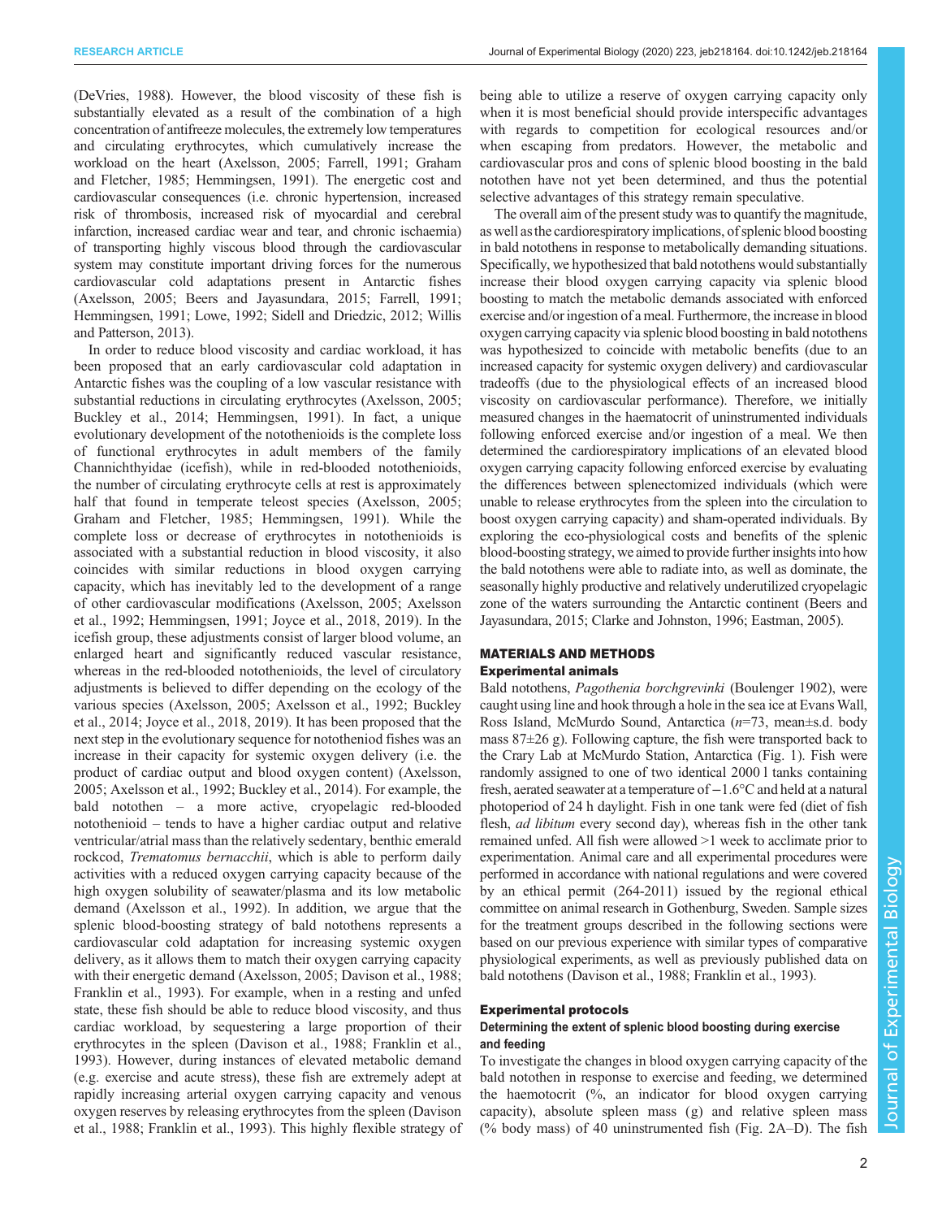(DeVries, 1988). However, the blood viscosity of these fish is substantially elevated as a result of the combination of a high concentration of antifreeze molecules, the extremely low temperatures and circulating erythrocytes, which cumulatively increase the workload on the heart (Axelsson, 2005; Farrell, 1991; Graham and Fletcher, 1985; Hemmingsen, 1991). The energetic cost and cardiovascular consequences (i.e. chronic hypertension, increased risk of thrombosis, increased risk of myocardial and cerebral infarction, increased cardiac wear and tear, and chronic ischaemia) of transporting highly viscous blood through the cardiovascular system may constitute important driving forces for the numerous cardiovascular cold adaptations present in Antarctic fishes (Axelsson, 2005; Beers and Jayasundara, 2015; Farrell, 1991; Hemmingsen, 1991; Lowe, 1992; Sidell and Driedzic, 2012; Willis and Patterson, 2013).

In order to reduce blood viscosity and cardiac workload, it has been proposed that an early cardiovascular cold adaptation in Antarctic fishes was the coupling of a low vascular resistance with substantial reductions in circulating erythrocytes (Axelsson, 2005; Buckley et al., 2014; Hemmingsen, 1991). In fact, a unique evolutionary development of the notothenioids is the complete loss of functional erythrocytes in adult members of the family Channichthyidae (icefish), while in red-blooded notothenioids, the number of circulating erythrocyte cells at rest is approximately half that found in temperate teleost species (Axelsson, 2005; Graham and Fletcher, 1985; Hemmingsen, 1991). While the complete loss or decrease of erythrocytes in notothenioids is associated with a substantial reduction in blood viscosity, it also coincides with similar reductions in blood oxygen carrying capacity, which has inevitably led to the development of a range of other cardiovascular modifications (Axelsson, 2005; Axelsson et al., 1992; Hemmingsen, 1991; Joyce et al., 2018, 2019). In the icefish group, these adjustments consist of larger blood volume, an enlarged heart and significantly reduced vascular resistance, whereas in the red-blooded notothenioids, the level of circulatory adjustments is believed to differ depending on the ecology of the various species (Axelsson, 2005; Axelsson et al., 1992; Buckley et al., 2014; Joyce et al., 2018, 2019). It has been proposed that the next step in the evolutionary sequence for notothenioid fishes was an increase in their capacity for systemic oxygen delivery (i.e. the product of cardiac output and blood oxygen content) (Axelsson, 2005; Axelsson et al., 1992; Buckley et al., 2014). For example, the bald notothen – a more active, cryopelagic red-blooded notothenioid – tends to have a higher cardiac output and relative ventricular/atrial mass than the relatively sedentary, benthic emerald rockcod, *Trematomus bernacchii*, which is able to perform daily activities with a reduced oxygen carrying capacity because of the high oxygen solubility of seawater/plasma and its low metabolic demand (Axelsson et al., 1992). In addition, we argue that the splenic blood-boosting strategy of bald notothens represents a cardiovascular cold adaptation for increasing systemic oxygen delivery, as it allows them to match their oxygen carrying capacity with their energetic demand (Axelsson, 2005; Davison et al., 1988; Franklin et al., 1993). For example, when in a resting and unfed state, these fish should be able to reduce blood viscosity, and thus cardiac workload, by sequestering a large proportion of their erythrocytes in the spleen (Davison et al., 1988; Franklin et al., 1993). However, during instances of elevated metabolic demand (e.g. exercise and acute stress), these fish are extremely adept at rapidly increasing arterial oxygen carrying capacity and venous oxygen reserves by releasing erythrocytes from the spleen (Davison et al., 1988; Franklin et al., 1993). This highly flexible strategy of being able to utilize a reserve of oxygen carrying capacity only when it is most beneficial should provide interspecific advantages with regards to competition for ecological resources and/or when escaping from predators. However, the metabolic and cardiovascular pros and cons of splenic blood boosting in the bald notothen have not yet been determined, and thus the potential selective advantages of this strategy remain speculative.

The overall aim of the present study was to quantify the magnitude, as well as the cardiorespiratory implications, of splenic blood boosting in bald notothens in response to metabolically demanding situations. Specifically, we hypothesized that bald notothens would substantially increase their blood oxygen carrying capacity via splenic blood boosting to match the metabolic demands associated with enforced exercise and/or ingestion of a meal. Furthermore, the increase in blood oxygen carrying capacity via splenic blood boosting in bald notothens was hypothesized to coincide with metabolic benefits (due to an increased capacity for systemic oxygen delivery) and cardiovascular tradeoffs (due to the physiological effects of an increased blood viscosity on cardiovascular performance). Therefore, we initially measured changes in the haematocrit of uninstrumented individuals following enforced exercise and/or ingestion of a meal. We then determined the cardiorespiratory implications of an elevated blood oxygen carrying capacity following enforced exercise by evaluating the differences between splenectomized individuals (which were unable to release erythrocytes from the spleen into the circulation to boost oxygen carrying capacity) and sham-operated individuals. By exploring the eco-physiological costs and benefits of the splenic blood-boosting strategy, we aimed to provide further insights into how the bald notothens were able to radiate into, as well as dominate, the seasonally highly productive and relatively underutilized cryopelagic zone of the waters surrounding the Antarctic continent (Beers and Jayasundara, 2015; Clarke and Johnston, 1996; Eastman, 2005).

## MATERIALS AND METHODS

### Experimental animals

Bald notothens, *Pagothenia borchgrevinki* (Boulenger 1902), were caught using line and hook through a hole in the sea ice at Evans Wall, Ross Island, McMurdo Sound, Antarctica ($n$=73, mean±s.d. body mass 87±26 g). Following capture, the fish were transported back to the Crary Lab at McMurdo Station, Antarctica (Fig. 1). Fish were randomly assigned to one of two identical 2000 l tanks containing fresh, aerated seawater at a temperature of −1.6°C and held at a natural photoperiod of 24 h daylight. Fish in one tank were fed (diet of fish flesh, *ad libitum* every second day), whereas fish in the other tank remained unfed. All fish were allowed >1 week to acclimate prior to experimentation. Animal care and all experimental procedures were performed in accordance with national regulations and were covered by an ethical permit (264-2011) issued by the regional ethical committee on animal research in Gothenburg, Sweden. Sample sizes for the treatment groups described in the following sections were based on our previous experience with similar types of comparative physiological experiments, as well as previously published data on bald notothens (Davison et al., 1988; Franklin et al., 1993).

### Experimental protocols

#### Determining the extent of splenic blood boosting during exercise and feeding

To investigate the changes in blood oxygen carrying capacity of the bald notothen in response to exercise and feeding, we determined the haemotocrit (%, an indicator for blood oxygen carrying capacity), absolute spleen mass (g) and relative spleen mass (% body mass) of 40 uninstrumented fish (Fig. 2A–D). The fish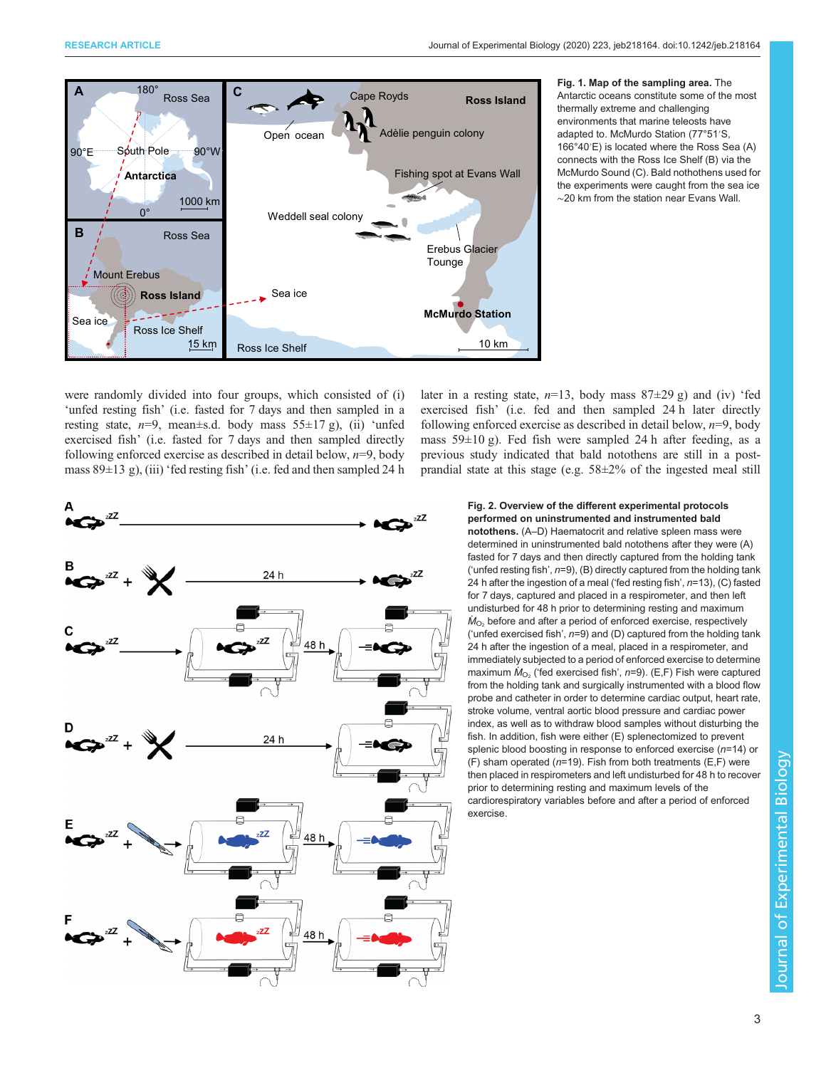**Fig. 1. Map of the sampling area.** The Antarctic oceans constitute some of the most thermally extreme and challenging environments that marine teleosts have adapted to. McMurdo Station (77°51′S, 166°40′E) is located where the Ross Sea (A) connects with the Ross Ice Shelf (B) via the McMurdo Sound (C). Bald notothens used for the experiments were caught from the sea ice ∼20 km from the station near Evans Wall.

were randomly divided into four groups, which consisted of (i) 'unfed resting fish' (i.e. fasted for 7 days and then sampled in a resting state, $n$=9, mean±s.d. body mass 55±17 g), (ii) 'unfed exercised fish' (i.e. fasted for 7 days and then sampled directly following enforced exercise as described in detail below, $n$=9, body mass 89±13 g), (iii) 'fed resting fish' (i.e. fed and then sampled 24 h later in a resting state, $n$=13, body mass 87±29 g) and (iv) 'fed exercised fish' (i.e. fed and then sampled 24 h later directly following enforced exercise as described in detail below, $n$=9, body mass 59±10 g). Fed fish were sampled 24 h after feeding, as a previous study indicated that bald notothens are still in a post-prandial state at this stage (e.g. 58±2% of the ingested meal still

**Fig. 2. Overview of the different experimental protocols performed on uninstrumented and instrumented bald notothens.** (A–D) Haematocrit and relative spleen mass were determined in uninstrumented bald notothens after they were (A) fasted for 7 days and then directly captured from the holding tank ('unfed resting fish', $n$=9), (B) directly captured from the holding tank 24 h after the ingestion of a meal ('fed resting fish', $n$=13), (C) fasted for 7 days, captured and placed in a respirometer, and then left undisturbed for 48 h prior to determining resting and maximum $\dot{M}_{O_2}$ before and after a period of enforced exercise, respectively ('unfed exercised fish', $n$=9) and (D) captured from the holding tank 24 h after the ingestion of a meal, placed in a respirometer, and immediately subjected to a period of enforced exercise to determine maximum $\dot{M}_{O_2}$ ('fed exercised fish', $n$=9). (E,F) Fish were captured from the holding tank and surgically instrumented with a blood flow probe and catheter in order to determine cardiac output, heart rate, stroke volume, ventral aortic blood pressure and cardiac power index, as well as to withdraw blood samples without disturbing the fish. In addition, fish were either (E) splenectomized to prevent splenic blood boosting in response to enforced exercise ($n$=14) or (F) sham operated ($n$=19). Fish from both treatments (E,F) were then placed in respirometers and left undisturbed for 48 h to recover prior to determining resting and maximum levels of the cardiorespiratory variables before and after a period of enforced exercise.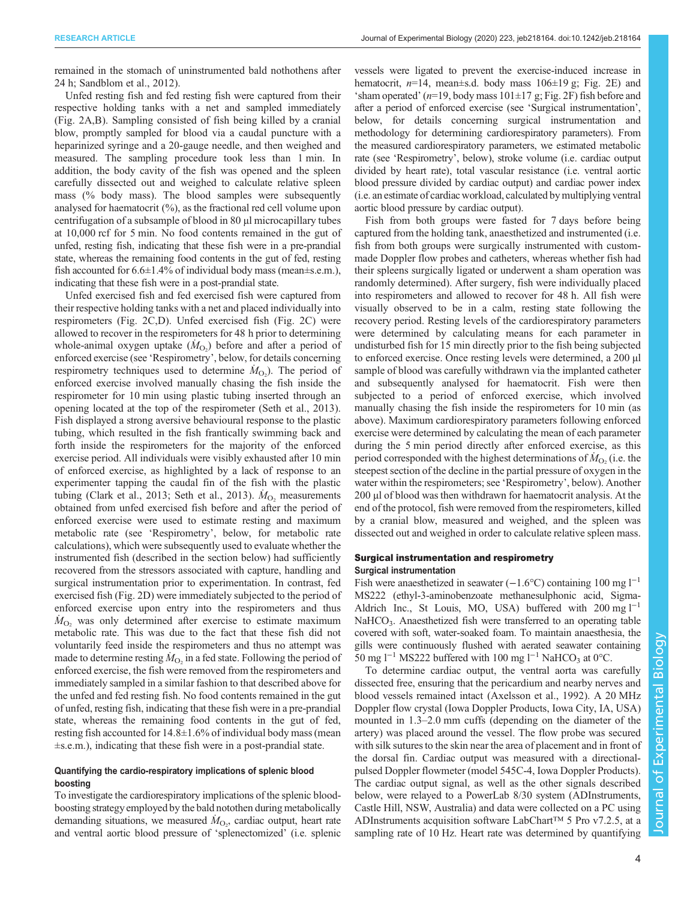remained in the stomach of uninstrumented bald notothens after 24 h; Sandblom et al., 2012).

Unfed resting fish and fed resting fish were captured from their respective holding tanks with a net and sampled immediately (Fig. 2A,B). Sampling consisted of fish being killed by a cranial blow, promptly sampled for blood via a caudal puncture with a heparinized syringe and a 20-gauge needle, and then weighed and measured. The sampling procedure took less than 1 min. In addition, the body cavity of the fish was opened and the spleen carefully dissected out and weighed to calculate relative spleen mass (% body mass). The blood samples were subsequently analysed for haematocrit (%), as the fractional red cell volume upon centrifugation of a subsample of blood in 80 µl microcapillary tubes at 10,000 rcf for 5 min. No food contents remained in the gut of unfed, resting fish, indicating that these fish were in a pre-prandial state, whereas the remaining food contents in the gut of fed, resting fish accounted for 6.6±1.4% of individual body mass (mean±s.e.m.), indicating that these fish were in a post-prandial state.

Unfed exercised fish and fed exercised fish were captured from their respective holding tanks with a net and placed individually into respirometers (Fig. 2C,D). Unfed exercised fish (Fig. 2C) were allowed to recover in the respirometers for 48 h prior to determining whole-animal oxygen uptake ($\dot{M}_{O_2}$) before and after a period of enforced exercise (see 'Respirometry', below, for details concerning respirometry techniques used to determine $\dot{M}_{O_2}$). The period of enforced exercise involved manually chasing the fish inside the respirometer for 10 min using plastic tubing inserted through an opening located at the top of the respirometer (Seth et al., 2013). Fish displayed a strong aversive behavioural response to the plastic tubing, which resulted in the fish frantically swimming back and forth inside the respirometers for the majority of the enforced exercise period. All individuals were visibly exhausted after 10 min of enforced exercise, as highlighted by a lack of response to an experimenter tapping the caudal fin of the fish with the plastic tubing (Clark et al., 2013; Seth et al., 2013). $\dot{M}_{O_2}$ measurements obtained from unfed exercised fish before and after the period of enforced exercise were used to estimate resting and maximum metabolic rate (see 'Respirometry', below, for metabolic rate calculations), which were subsequently used to evaluate whether the instrumented fish (described in the section below) had sufficiently recovered from the stressors associated with capture, handling and surgical instrumentation prior to experimentation. In contrast, fed exercised fish (Fig. 2D) were immediately subjected to the period of enforced exercise upon entry into the respirometers and thus $\dot{M}_{O_2}$ was only determined after exercise to estimate maximum metabolic rate. This was due to the fact that these fish did not voluntarily feed inside the respirometers and thus no attempt was made to determine resting $\dot{M}_{O_2}$ in a fed state. Following the period of enforced exercise, the fish were removed from the respirometers and immediately sampled in a similar fashion to that described above for the unfed and fed resting fish. No food contents remained in the gut of unfed, resting fish, indicating that these fish were in a pre-prandial state, whereas the remaining food contents in the gut of fed, resting fish accounted for 14.8±1.6% of individual body mass (mean ±s.e.m.), indicating that these fish were in a post-prandial state.

#### Quantifying the cardio-respiratory implications of splenic blood boosting

To investigate the cardiorespiratory implications of the splenic blood-boosting strategy employed by the bald notothen during metabolically demanding situations, we measured $\dot{M}_{O_2}$, cardiac output, heart rate and ventral aortic blood pressure of 'splenectomized' (i.e. splenic vessels were ligated to prevent the exercise-induced increase in hematocrit, *n*=14, mean±s.d. body mass 106±19 g; Fig. 2E) and 'sham operated' (*n*=19, body mass 101±17 g; Fig. 2F) fish before and after a period of enforced exercise (see 'Surgical instrumentation', below, for details concerning surgical instrumentation and methodology for determining cardiorespiratory parameters). From the measured cardiorespiratory parameters, we estimated metabolic rate (see 'Respirometry', below), stroke volume (i.e. cardiac output divided by heart rate), total vascular resistance (i.e. ventral aortic blood pressure divided by cardiac output) and cardiac power index (i.e. an estimate of cardiac workload, calculated by multiplying ventral aortic blood pressure by cardiac output).

Fish from both groups were fasted for 7 days before being captured from the holding tank, anaesthetized and instrumented (i.e. fish from both groups were surgically instrumented with custom-made Doppler flow probes and catheters, whereas whether fish had their spleens surgically ligated or underwent a sham operation was randomly determined). After surgery, fish were individually placed into respirometers and allowed to recover for 48 h. All fish were visually observed to be in a calm, resting state following the recovery period. Resting levels of the cardiorespiratory parameters were determined by calculating means for each parameter in undisturbed fish for 15 min directly prior to the fish being subjected to enforced exercise. Once resting levels were determined, a 200 µl sample of blood was carefully withdrawn via the implanted catheter and subsequently analysed for haematocrit. Fish were then subjected to a period of enforced exercise, which involved manually chasing the fish inside the respirometers for 10 min (as above). Maximum cardiorespiratory parameters following enforced exercise were determined by calculating the mean of each parameter during the 5 min period directly after enforced exercise, as this period corresponded with the highest determinations of $\dot{M}_{O_2}$ (i.e. the steepest section of the decline in the partial pressure of oxygen in the water within the respirometers; see 'Respirometry', below). Another 200 µl of blood was then withdrawn for haematocrit analysis. At the end of the protocol, fish were removed from the respirometers, killed by a cranial blow, measured and weighed, and the spleen was dissected out and weighed in order to calculate relative spleen mass.

### Surgical instrumentation and respirometry

#### Surgical instrumentation

Fish were anaesthetized in seawater (−1.6°C) containing 100 mg l$^{-1}$ MS222 (ethyl-3-aminobenzoate methanesulphonic acid, Sigma-Aldrich Inc., St Louis, MO, USA) buffered with 200 mg l$^{-1}$ $NaHCO_3$. Anaesthetized fish were transferred to an operating table covered with soft, water-soaked foam. To maintain anaesthesia, the gills were continuously flushed with aerated seawater containing 50 mg l$^{-1}$ MS222 buffered with 100 mg l$^{-1}$ $NaHCO_3$ at 0°C.

To determine cardiac output, the ventral aorta was carefully dissected free, ensuring that the pericardium and nearby nerves and blood vessels remained intact (Axelsson et al., 1992). A 20 MHz Doppler flow crystal (Iowa Doppler Products, Iowa City, IA, USA) mounted in 1.3–2.0 mm cuffs (depending on the diameter of the artery) was placed around the vessel. The flow probe was secured with silk sutures to the skin near the area of placement and in front of the dorsal fin. Cardiac output was measured with a directional-pulsed Doppler flowmeter (model 545C-4, Iowa Doppler Products). The cardiac output signal, as well as the other signals described below, were relayed to a PowerLab 8/30 system (ADInstruments, Castle Hill, NSW, Australia) and data were collected on a PC using ADInstruments acquisition software LabChart™ 5 Pro v7.2.5, at a sampling rate of 10 Hz. Heart rate was determined by quantifying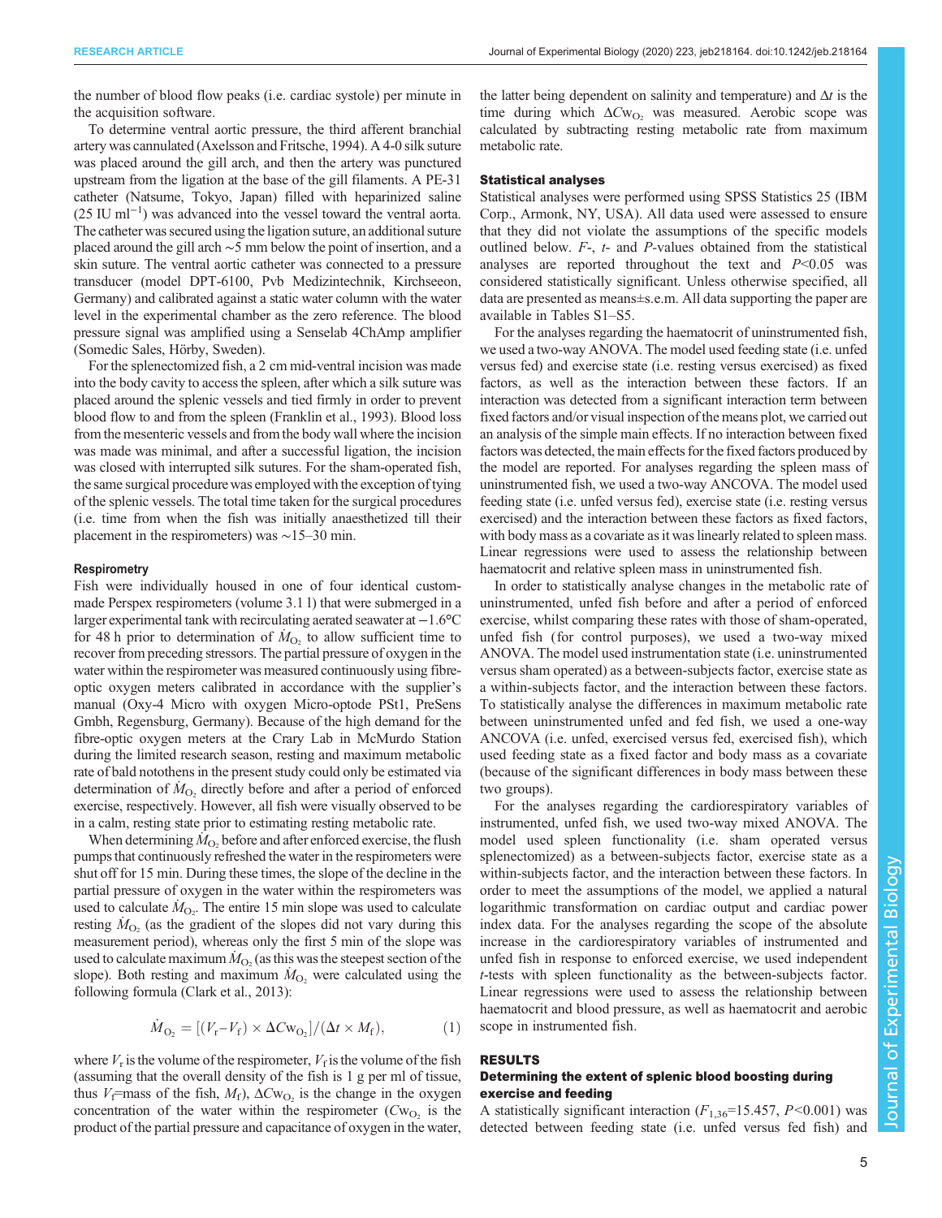the number of blood flow peaks (i.e. cardiac systole) per minute in the acquisition software.

To determine ventral aortic pressure, the third afferent branchial artery was cannulated (Axelsson and Fritsche, 1994). A 4-0 silk suture was placed around the gill arch, and then the artery was punctured upstream from the ligation at the base of the gill filaments. A PE-31 catheter (Natsume, Tokyo, Japan) filled with heparinized saline (25 IU ml$^{-1}$) was advanced into the vessel toward the ventral aorta. The catheter was secured using the ligation suture, an additional suture placed around the gill arch ∼5 mm below the point of insertion, and a skin suture. The ventral aortic catheter was connected to a pressure transducer (model DPT-6100, Pvb Medizintechnik, Kirchseeon, Germany) and calibrated against a static water column with the water level in the experimental chamber as the zero reference. The blood pressure signal was amplified using a Senselab 4ChAmp amplifier (Somedic Sales, Hörby, Sweden).

For the splenectomized fish, a 2 cm mid-ventral incision was made into the body cavity to access the spleen, after which a silk suture was placed around the splenic vessels and tied firmly in order to prevent blood flow to and from the spleen (Franklin et al., 1993). Blood loss from the mesenteric vessels and from the body wall where the incision was made was minimal, and after a successful ligation, the incision was closed with interrupted silk sutures. For the sham-operated fish, the same surgical procedure was employed with the exception of tying of the splenic vessels. The total time taken for the surgical procedures (i.e. time from when the fish was initially anaesthetized till their placement in the respirometers) was ∼15–30 min.

#### Respirometry

Fish were individually housed in one of four identical custom-made Perspex respirometers (volume 3.1 l) that were submerged in a larger experimental tank with recirculating aerated seawater at −1.6°C for 48 h prior to determination of $\dot{M}_{O_2}$ to allow sufficient time to recover from preceding stressors. The partial pressure of oxygen in the water within the respirometer was measured continuously using fibre-optic oxygen meters calibrated in accordance with the supplier's manual (Oxy-4 Micro with oxygen Micro-optode PSt1, PreSens Gmbh, Regensburg, Germany). Because of the high demand for the fibre-optic oxygen meters at the Crary Lab in McMurdo Station during the limited research season, resting and maximum metabolic rate of bald notothens in the present study could only be estimated via determination of $\dot{M}_{O_2}$ directly before and after a period of enforced exercise, respectively. However, all fish were visually observed to be in a calm, resting state prior to estimating resting metabolic rate.

When determining $\dot{M}_{O_2}$ before and after enforced exercise, the flush pumps that continuously refreshed the water in the respirometers were shut off for 15 min. During these times, the slope of the decline in the partial pressure of oxygen in the water within the respirometers was used to calculate $\dot{M}_{O_2}$. The entire 15 min slope was used to calculate resting $\dot{M}_{O_2}$ (as the gradient of the slopes did not vary during this measurement period), whereas only the first 5 min of the slope was used to calculate maximum $\dot{M}_{O_2}$ (as this was the steepest section of the slope). Both resting and maximum $\dot{M}_{O_2}$ were calculated using the following formula (Clark et al., 2013):

$$\dot{M}_{O_2} = [(V_r - V_f) \times \Delta C w_{O_2}]/(\Delta t \times M_f), \quad (1)$$

where $V_r$ is the volume of the respirometer, $V_f$ is the volume of the fish (assuming that the overall density of the fish is 1 g per ml of tissue, thus $V_f$=mass of the fish, $M_f$), $\Delta Cw_{O_2}$ is the change in the oxygen concentration of the water within the respirometer ($Cw_{O_2}$ is the product of the partial pressure and capacitance of oxygen in the water, the latter being dependent on salinity and temperature) and $\Delta t$ is the time during which $\Delta Cw_{O_2}$ was measured. Aerobic scope was calculated by subtracting resting metabolic rate from maximum metabolic rate.

#### Statistical analyses

Statistical analyses were performed using SPSS Statistics 25 (IBM Corp., Armonk, NY, USA). All data used were assessed to ensure that they did not violate the assumptions of the specific models outlined below. *F*-, *t*- and *P*-values obtained from the statistical analyses are reported throughout the text and $P<0.05$ was considered statistically significant. Unless otherwise specified, all data are presented as means±s.e.m. All data supporting the paper are available in Tables S1–S5.

For the analyses regarding the haematocrit of uninstrumented fish, we used a two-way ANOVA. The model used feeding state (i.e. unfed versus fed) and exercise state (i.e. resting versus exercised) as fixed factors, as well as the interaction between these factors. If an interaction was detected from a significant interaction term between fixed factors and/or visual inspection of the means plot, we carried out an analysis of the simple main effects. If no interaction between fixed factors was detected, the main effects for the fixed factors produced by the model are reported. For analyses regarding the spleen mass of uninstrumented fish, we used a two-way ANCOVA. The model used feeding state (i.e. unfed versus fed), exercise state (i.e. resting versus exercised) and the interaction between these factors as fixed factors, with body mass as a covariate as it was linearly related to spleen mass. Linear regressions were used to assess the relationship between haematocrit and relative spleen mass in uninstrumented fish.

In order to statistically analyse changes in the metabolic rate of uninstrumented, unfed fish before and after a period of enforced exercise, whilst comparing these rates with those of sham-operated, unfed fish (for control purposes), we used a two-way mixed ANOVA. The model used instrumentation state (i.e. uninstrumented versus sham operated) as a between-subjects factor, exercise state as a within-subjects factor, and the interaction between these factors. To statistically analyse the differences in maximum metabolic rate between uninstrumented unfed and fed fish, we used a one-way ANCOVA (i.e. unfed, exercised versus fed, exercised fish), which used feeding state as a fixed factor and body mass as a covariate (because of the significant differences in body mass between these two groups).

For the analyses regarding the cardiorespiratory variables of instrumented, unfed fish, we used two-way mixed ANOVA. The model used spleen functionality (i.e. sham operated versus splenectomized) as a between-subjects factor, exercise state as a within-subjects factor, and the interaction between these factors. In order to meet the assumptions of the model, we applied a natural logarithmic transformation on cardiac output and cardiac power index data. For the analyses regarding the scope of the absolute increase in the cardiorespiratory variables of instrumented and unfed fish in response to enforced exercise, we used independent *t*-tests with spleen functionality as the between-subjects factor. Linear regressions were used to assess the relationship between haematocrit and blood pressure, as well as haematocrit and aerobic scope in instrumented fish.

## RESULTS

### Determining the extent of splenic blood boosting during exercise and feeding

A statistically significant interaction ($F_{1,36}$=15.457, $P<0.001$) was detected between feeding state (i.e. unfed versus fed fish) and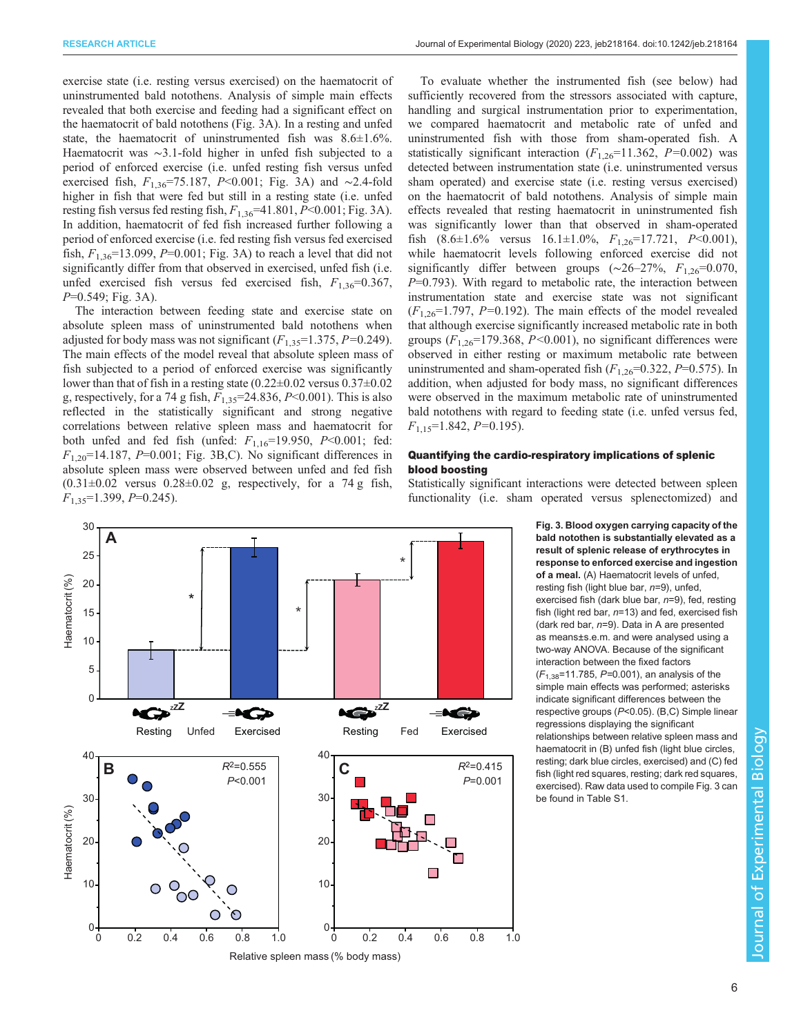exercise state (i.e. resting versus exercised) on the haematocrit of uninstrumented bald notothens. Analysis of simple main effects revealed that both exercise and feeding had a significant effect on the haematocrit of bald notothens (Fig. 3A). In a resting and unfed state, the haematocrit of uninstrumented fish was 8.6±1.6%. Haematocrit was ∼3.1-fold higher in unfed fish subjected to a period of enforced exercise (i.e. unfed resting fish versus unfed exercised fish, $F_{1,36}$=75.187, $P$<0.001; Fig. 3A) and ∼2.4-fold higher in fish that were fed but still in a resting state (i.e. unfed resting fish versus fed resting fish, $F_{1,36}$=41.801, $P$<0.001; Fig. 3A). In addition, haematocrit of fed fish increased further following a period of enforced exercise (i.e. fed resting fish versus fed exercised fish, $F_{1,36}$=13.099, $P$=0.001; Fig. 3A) to reach a level that did not significantly differ from that observed in exercised, unfed fish (i.e. unfed exercised fish versus fed exercised fish, $F_{1,36}$=0.367, $P$=0.549; Fig. 3A).

The interaction between feeding state and exercise state on absolute spleen mass of uninstrumented bald notothens when adjusted for body mass was not significant ($F_{1,35}$=1.375, $P$=0.249). The main effects of the model reveal that absolute spleen mass of fish subjected to a period of enforced exercise was significantly lower than that of fish in a resting state (0.22±0.02 versus 0.37±0.02 g, respectively, for a 74 g fish, $F_{1,35}$=24.836, $P$<0.001). This is also reflected in the statistically significant and strong negative correlations between relative spleen mass and haematocrit for both unfed and fed fish (unfed: $F_{1,16}$=19.950, $P$<0.001; fed: $F_{1,20}$=14.187, $P$=0.001; Fig. 3B,C). No significant differences in absolute spleen mass were observed between unfed and fed fish (0.31±0.02 versus 0.28±0.02 g, respectively, for a 74 g fish, $F_{1,35}$=1.399, $P$=0.245).

To evaluate whether the instrumented fish (see below) had sufficiently recovered from the stressors associated with capture, handling and surgical instrumentation prior to experimentation, we compared haematocrit and metabolic rate of unfed and uninstrumented fish with those from sham-operated fish. A statistically significant interaction ($F_{1,26}$=11.362, $P$=0.002) was detected between instrumentation state (i.e. uninstrumented versus sham operated) and exercise state (i.e. resting versus exercised) on the haematocrit of bald notothens. Analysis of simple main effects revealed that resting haematocrit in uninstrumented fish was significantly lower than that observed in sham-operated fish (8.6±1.6% versus 16.1±1.0%, $F_{1,26}$=17.721, $P$<0.001), while haematocrit levels following enforced exercise did not significantly differ between groups (∼26–27%, $F_{1,26}$=0.070, $P$=0.793). With regard to metabolic rate, the interaction between instrumentation state and exercise state was not significant ($F_{1,26}$=1.797, $P$=0.192). The main effects of the model revealed that although exercise significantly increased metabolic rate in both groups ($F_{1,26}$=179.368, $P$<0.001), no significant differences were observed in either resting or maximum metabolic rate between uninstrumented and sham-operated fish ($F_{1,26}$=0.322, $P$=0.575). In addition, when adjusted for body mass, no significant differences were observed in the maximum metabolic rate of uninstrumented bald notothens with regard to feeding state (i.e. unfed versus fed, $F_{1,15}$=1.842, $P$=0.195).

### Quantifying the cardio-respiratory implications of splenic blood boosting

Statistically significant interactions were detected between spleen functionality (i.e. sham operated versus splenectomized) and

**Fig. 3. Blood oxygen carrying capacity of the bald notothen is substantially elevated as a result of splenic release of erythrocytes in response to enforced exercise and ingestion of a meal.** (A) Haematocrit levels of unfed, resting fish (light blue bar, $n$=9), unfed, exercised fish (dark blue bar, $n$=9), fed, resting fish (light red bar, $n$=13) and fed, exercised fish (dark red bar, $n$=9). Data in A are presented as means±s.e.m. and were analysed using a two-way ANOVA. Because of the significant interaction between the fixed factors ($F_{1,38}$=11.785, $P$=0.001), an analysis of the simple main effects was performed; asterisks indicate significant differences between the respective groups ($P$<0.05). (B,C) Simple linear regressions displaying the significant relationships between relative spleen mass and haematocrit in (B) unfed fish (light blue circles, resting; dark blue circles, exercised) and (C) fed fish (light red squares, resting; dark red squares, exercised). Raw data used to compile Fig. 3 can be found in Table S1.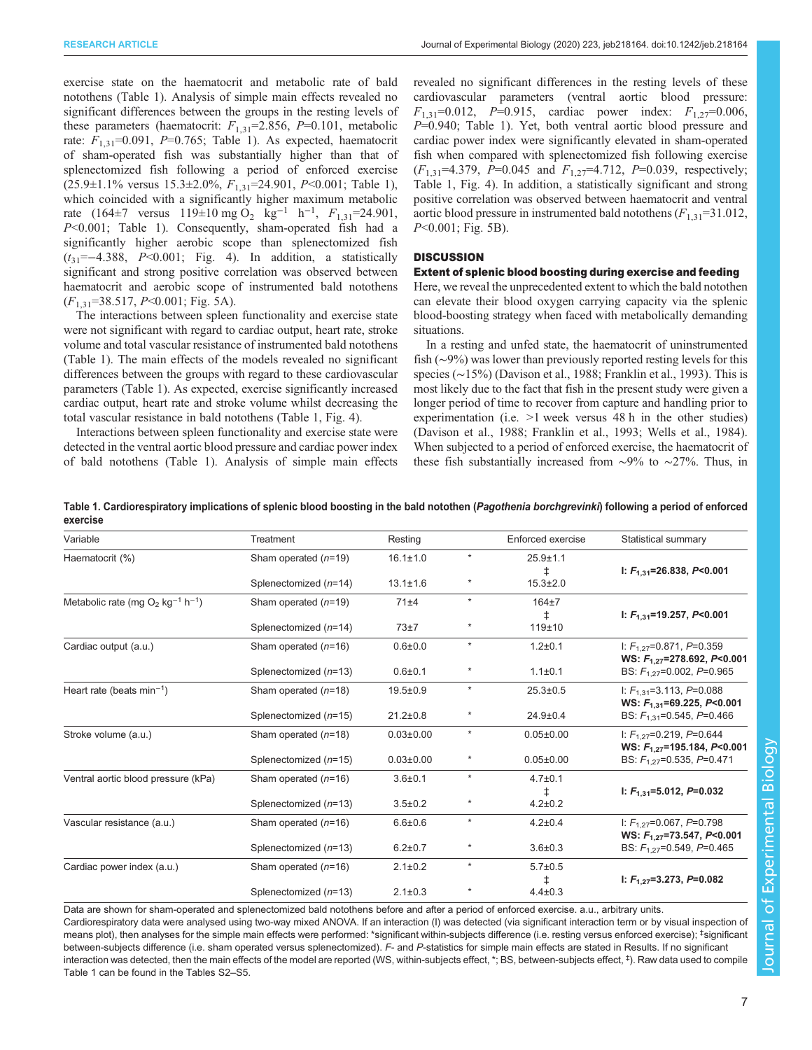exercise state on the haematocrit and metabolic rate of bald notothens (Table 1). Analysis of simple main effects revealed no significant differences between the groups in the resting levels of these parameters (haematocrit: $F_{1,31}$=2.856, $P$=0.101, metabolic rate: $F_{1,31}$=0.091, $P$=0.765; Table 1). As expected, haematocrit of sham-operated fish was substantially higher than that of splenectomized fish following a period of enforced exercise (25.9±1.1% versus 15.3±2.0%, $F_{1,31}$=24.901, $P$<0.001; Table 1), which coincided with a significantly higher maximum metabolic rate (164±7 versus 119±10 mg $O_2$ kg$^{-1}$ h$^{-1}$, $F_{1,31}$=24.901, $P$<0.001; Table 1). Consequently, sham-operated fish had a significantly higher aerobic scope than splenectomized fish ($t_{31}$=−4.388, $P$<0.001; Fig. 4). In addition, a statistically significant and strong positive correlation was observed between haematocrit and aerobic scope of instrumented bald notothens ($F_{1,31}$=38.517, $P$<0.001; Fig. 5A).

The interactions between spleen functionality and exercise state were not significant with regard to cardiac output, heart rate, stroke volume and total vascular resistance of instrumented bald notothens (Table 1). The main effects of the models revealed no significant differences between the groups with regard to these cardiovascular parameters (Table 1). As expected, exercise significantly increased cardiac output, heart rate and stroke volume whilst decreasing the total vascular resistance in bald notothens (Table 1, Fig. 4).

Interactions between spleen functionality and exercise state were detected in the ventral aortic blood pressure and cardiac power index of bald notothens (Table 1). Analysis of simple main effects revealed no significant differences in the resting levels of these cardiovascular parameters (ventral aortic blood pressure: $F_{1,31}$=0.012, $P$=0.915, cardiac power index: $F_{1,27}$=0.006, $P$=0.940; Table 1). Yet, both ventral aortic blood pressure and cardiac power index were significantly elevated in sham-operated fish when compared with splenectomized fish following exercise ($F_{1,31}$=4.379, $P$=0.045 and $F_{1,27}$=4.712, $P$=0.039, respectively; Table 1, Fig. 4). In addition, a statistically significant and strong positive correlation was observed between haematocrit and ventral aortic blood pressure in instrumented bald notothens ($F_{1,31}$=31.012, $P$<0.001; Fig. 5B).

## DISCUSSION

### Extent of splenic blood boosting during exercise and feeding

Here, we reveal the unprecedented extent to which the bald notothen can elevate their blood oxygen carrying capacity via the splenic blood-boosting strategy when faced with metabolically demanding situations.

In a resting and unfed state, the haematocrit of uninstrumented fish (~9%) was lower than previously reported resting levels for this species (~15%) (Davison et al., 1988; Franklin et al., 1993). This is most likely due to the fact that fish in the present study were given a longer period of time to recover from capture and handling prior to experimentation (i.e. >1 week versus 48 h in the other studies) (Davison et al., 1988; Franklin et al., 1993; Wells et al., 1984). When subjected to a period of enforced exercise, the haematocrit of these fish substantially increased from ~9% to ~27%. Thus, in

**Table 1. Cardiorespiratory implications of splenic blood boosting in the bald notothen (*Pagothenia borchgrevinki*) following a period of enforced exercise**

| Variable | Treatment | Resting | | Enforced exercise | Statistical summary |
|---|---|---|---|---|---|
| Haematocrit (%) | Sham operated ($n$=19) | 16.1±1.0 | * | 25.9±1.1 | **I: $F_{1,31}$=26.838, $P$<0.001** |
| | | | | ‡ | |
| | Splenectomized ($n$=14) | 13.1±1.6 | * | 15.3±2.0 | |
| Metabolic rate (mg $O_2$ kg$^{-1}$ h$^{-1}$) | Sham operated ($n$=19) | 71±4 | * | 164±7 | **I: $F_{1,31}$=19.257, $P$<0.001** |
| | | | | ‡ | |
| | Splenectomized ($n$=14) | 73±7 | * | 119±10 | |
| Cardiac output (a.u.) | Sham operated ($n$=16) | 0.6±0.0 | * | 1.2±0.1 | I: $F_{1,27}$=0.871, $P$=0.359; **WS: $F_{1,27}$=278.692, $P$<0.001** |
| | Splenectomized ($n$=13) | 0.6±0.1 | * | 1.1±0.1 | BS: $F_{1,27}$=0.002, $P$=0.965 |
| Heart rate (beats min$^{-1}$) | Sham operated ($n$=18) | 19.5±0.9 | * | 25.3±0.5 | I: $F_{1,31}$=3.113, $P$=0.088; **WS: $F_{1,31}$=69.225, $P$<0.001** |
| | Splenectomized ($n$=15) | 21.2±0.8 | * | 24.9±0.4 | BS: $F_{1,31}$=0.545, $P$=0.466 |
| Stroke volume (a.u.) | Sham operated ($n$=18) | 0.03±0.00 | * | 0.05±0.00 | I: $F_{1,27}$=0.219, $P$=0.644; **WS: $F_{1,27}$=195.184, $P$<0.001** |
| | Splenectomized ($n$=15) | 0.03±0.00 | * | 0.05±0.00 | BS: $F_{1,27}$=0.535, $P$=0.471 |
| Ventral aortic blood pressure (kPa) | Sham operated ($n$=16) | 3.6±0.1 | * | 4.7±0.1 | **I: $F_{1,31}$=5.012, $P$=0.032** |
| | | | | ‡ | |
| | Splenectomized ($n$=13) | 3.5±0.2 | * | 4.2±0.2 | |
| Vascular resistance (a.u.) | Sham operated ($n$=16) | 6.6±0.6 | * | 4.2±0.4 | I: $F_{1,27}$=0.067, $P$=0.798; **WS: $F_{1,27}$=73.547, $P$<0.001** |
| | Splenectomized ($n$=13) | 6.2±0.7 | * | 3.6±0.3 | BS: $F_{1,27}$=0.549, $P$=0.465 |
| Cardiac power index (a.u.) | Sham operated ($n$=16) | 2.1±0.2 | * | 5.7±0.5 | **I: $F_{1,27}$=3.273, $P$=0.082** |
| | | | | ‡ | |
| | Splenectomized ($n$=13) | 2.1±0.3 | * | 4.4±0.3 | |

Data are shown for sham-operated and splenectomized bald notothens before and after a period of enforced exercise. a.u., arbitrary units.
Cardiorespiratory data were analysed using two-way mixed ANOVA. If an interaction (I) was detected (via significant interaction term or by visual inspection of means plot), then analyses for the simple main effects were performed: *significant within-subjects difference (i.e. resting versus enforced exercise); ‡significant between-subjects difference (i.e. sham operated versus splenectomized). $F$- and $P$-statistics for simple main effects are stated in Results. If no significant interaction was detected, then the main effects of the model are reported (WS, within-subjects effect, *; BS, between-subjects effect, ‡). Raw data used to compile Table 1 can be found in the Tables S2–S5.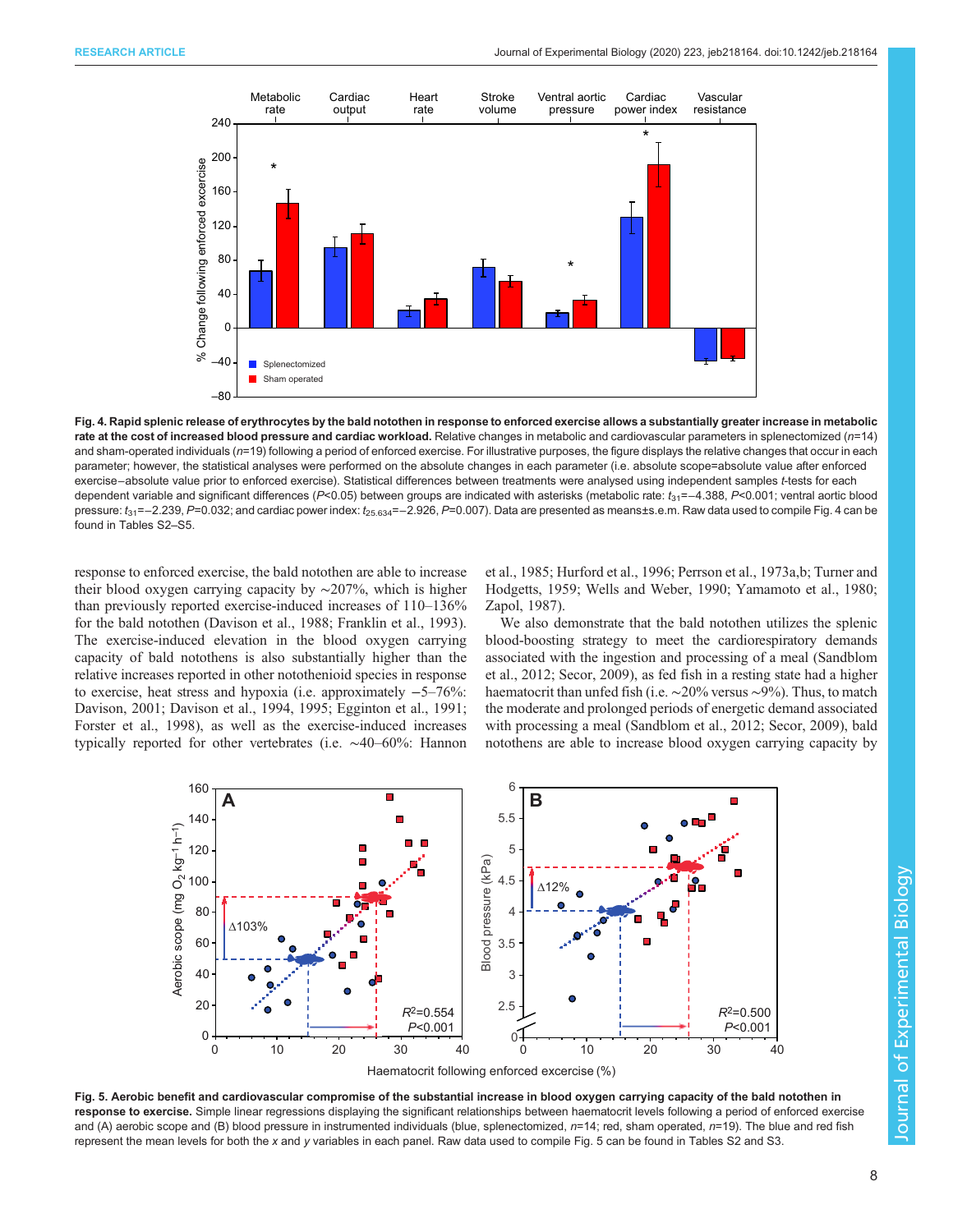**Fig. 4. Rapid splenic release of erythrocytes by the bald notothen in response to enforced exercise allows a substantially greater increase in metabolic rate at the cost of increased blood pressure and cardiac workload.** Relative changes in metabolic and cardiovascular parameters in splenectomized ($n$=14) and sham-operated individuals ($n$=19) following a period of enforced exercise. For illustrative purposes, the figure displays the relative changes that occur in each parameter; however, the statistical analyses were performed on the absolute changes in each parameter (i.e. absolute scope=absolute value after enforced exercise−absolute value prior to enforced exercise). Statistical differences between treatments were analysed using independent samples $t$-tests for each dependent variable and significant differences ($P$<0.05) between groups are indicated with asterisks (metabolic rate: $t_{31}$=−4.388, $P$<0.001; ventral aortic blood pressure: $t_{31}$=−2.239, $P$=0.032; and cardiac power index: $t_{25.634}$=−2.926, $P$=0.007). Data are presented as means±s.e.m. Raw data used to compile Fig. 4 can be found in Tables S2–S5.

response to enforced exercise, the bald notothen are able to increase their blood oxygen carrying capacity by ∼207%, which is higher than previously reported exercise-induced increases of 110–136% for the bald notothen (Davison et al., 1988; Franklin et al., 1993). The exercise-induced elevation in the blood oxygen carrying capacity of bald notothens is also substantially higher than the relative increases reported in other notothenioid species in response to exercise, heat stress and hypoxia (i.e. approximately −5–76%: Davison, 2001; Davison et al., 1994, 1995; Egginton et al., 1991; Forster et al., 1998), as well as the exercise-induced increases typically reported for other vertebrates (i.e. ∼40–60%: Hannon et al., 1985; Hurford et al., 1996; Perrson et al., 1973a,b; Turner and Hodgetts, 1959; Wells and Weber, 1990; Yamamoto et al., 1980; Zapol, 1987).

We also demonstrate that the bald notothen utilizes the splenic blood-boosting strategy to meet the cardiorespiratory demands associated with the ingestion and processing of a meal (Sandblom et al., 2012; Secor, 2009), as fed fish in a resting state had a higher haematocrit than unfed fish (i.e. ∼20% versus ∼9%). Thus, to match the moderate and prolonged periods of energetic demand associated with processing a meal (Sandblom et al., 2012; Secor, 2009), bald notothens are able to increase blood oxygen carrying capacity by

**Fig. 5. Aerobic benefit and cardiovascular compromise of the substantial increase in blood oxygen carrying capacity of the bald notothen in response to exercise.** Simple linear regressions displaying the significant relationships between haematocrit levels following a period of enforced exercise and (A) aerobic scope and (B) blood pressure in instrumented individuals (blue, splenectomized, $n$=14; red, sham operated, $n$=19). The blue and red fish represent the mean levels for both the $x$ and $y$ variables in each panel. Raw data used to compile Fig. 5 can be found in Tables S2 and S3.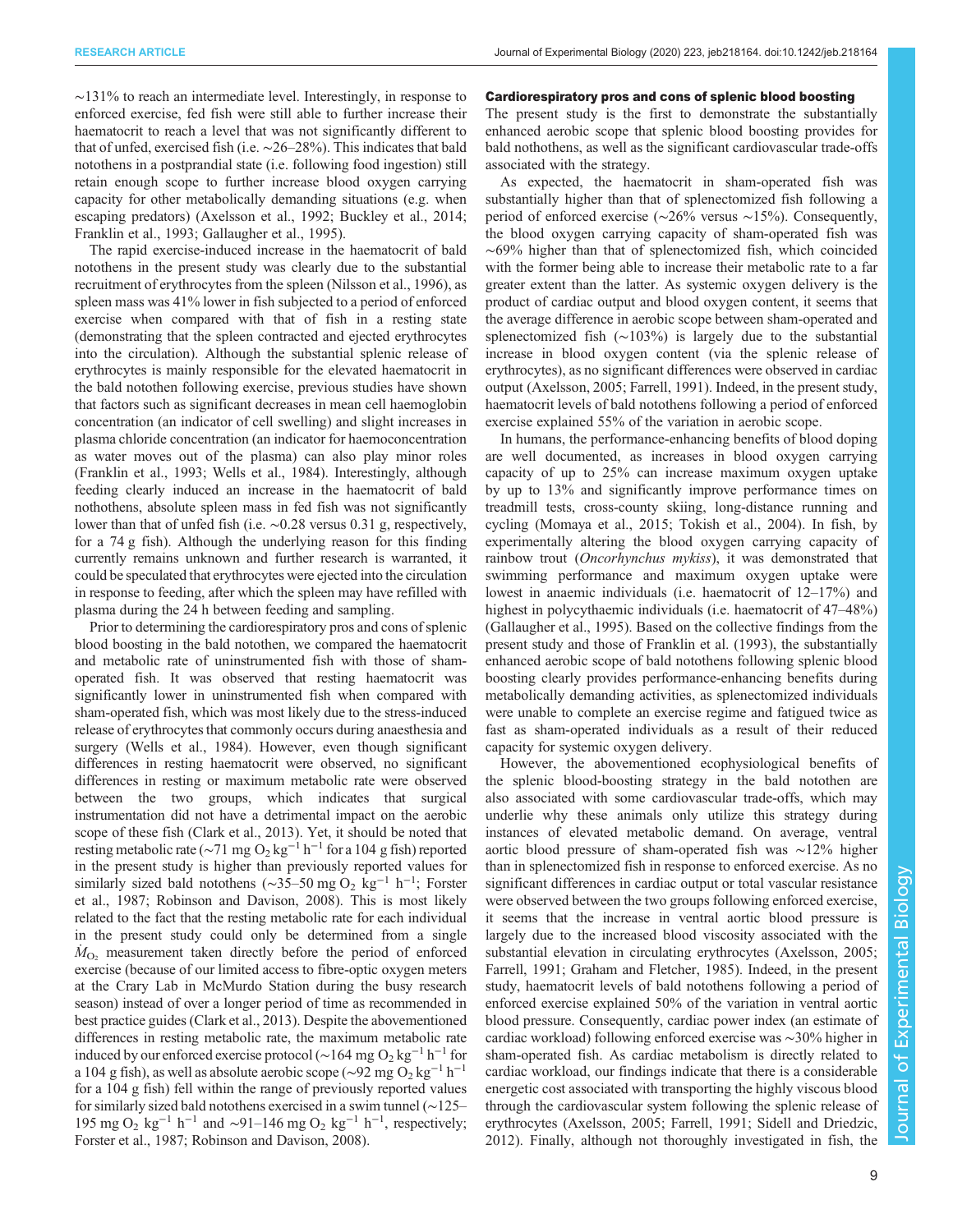~131% to reach an intermediate level. Interestingly, in response to enforced exercise, fed fish were still able to further increase their haematocrit to reach a level that was not significantly different to that of unfed, exercised fish (i.e. ~26–28%). This indicates that bald notothens in a postprandial state (i.e. following food ingestion) still retain enough scope to further increase blood oxygen carrying capacity for other metabolically demanding situations (e.g. when escaping predators) (Axelsson et al., 1992; Buckley et al., 2014; Franklin et al., 1993; Gallaugher et al., 1995).

The rapid exercise-induced increase in the haematocrit of bald notothens in the present study was clearly due to the substantial recruitment of erythrocytes from the spleen (Nilsson et al., 1996), as spleen mass was 41% lower in fish subjected to a period of enforced exercise when compared with that of fish in a resting state (demonstrating that the spleen contracted and ejected erythrocytes into the circulation). Although the substantial splenic release of erythrocytes is mainly responsible for the elevated haematocrit in the bald notothen following exercise, previous studies have shown that factors such as significant decreases in mean cell haemoglobin concentration (an indicator of cell swelling) and slight increases in plasma chloride concentration (an indicator for haemoconcentration as water moves out of the plasma) can also play minor roles (Franklin et al., 1993; Wells et al., 1984). Interestingly, although feeding clearly induced an increase in the haematocrit of bald nothothens, absolute spleen mass in fed fish was not significantly lower than that of unfed fish (i.e. ~0.28 versus 0.31 g, respectively, for a 74 g fish). Although the underlying reason for this finding currently remains unknown and further research is warranted, it could be speculated that erythrocytes were ejected into the circulation in response to feeding, after which the spleen may have refilled with plasma during the 24 h between feeding and sampling.

Prior to determining the cardiorespiratory pros and cons of splenic blood boosting in the bald notothen, we compared the haematocrit and metabolic rate of uninstrumented fish with those of sham-operated fish. It was observed that resting haematocrit was significantly lower in uninstrumented fish when compared with sham-operated fish, which was most likely due to the stress-induced release of erythrocytes that commonly occurs during anaesthesia and surgery (Wells et al., 1984). However, even though significant differences in resting haematocrit were observed, no significant differences in resting or maximum metabolic rate were observed between the two groups, which indicates that surgical instrumentation did not have a detrimental impact on the aerobic scope of these fish (Clark et al., 2013). Yet, it should be noted that resting metabolic rate (~71 mg $O_2$ kg$^{-1}$ h$^{-1}$ for a 104 g fish) reported in the present study is higher than previously reported values for similarly sized bald notothens (~35–50 mg $O_2$ kg$^{-1}$ h$^{-1}$; Forster et al., 1987; Robinson and Davison, 2008). This is most likely related to the fact that the resting metabolic rate for each individual in the present study could only be determined from a single $\dot{M}_{O_2}$ measurement taken directly before the period of enforced exercise (because of our limited access to fibre-optic oxygen meters at the Crary Lab in McMurdo Station during the busy research season) instead of over a longer period of time as recommended in best practice guides (Clark et al., 2013). Despite the abovementioned differences in resting metabolic rate, the maximum metabolic rate induced by our enforced exercise protocol (~164 mg $O_2$ kg$^{-1}$ h$^{-1}$ for a 104 g fish), as well as absolute aerobic scope (~92 mg $O_2$ kg$^{-1}$ h$^{-1}$ for a 104 g fish) fell within the range of previously reported values for similarly sized bald notothens exercised in a swim tunnel (~125–195 mg $O_2$ kg$^{-1}$ h$^{-1}$ and ~91–146 mg $O_2$ kg$^{-1}$ h$^{-1}$, respectively; Forster et al., 1987; Robinson and Davison, 2008).

### Cardiorespiratory pros and cons of splenic blood boosting

The present study is the first to demonstrate the substantially enhanced aerobic scope that splenic blood boosting provides for bald nothothens, as well as the significant cardiovascular trade-offs associated with the strategy.

As expected, the haematocrit in sham-operated fish was substantially higher than that of splenectomized fish following a period of enforced exercise (~26% versus ~15%). Consequently, the blood oxygen carrying capacity of sham-operated fish was ~69% higher than that of splenectomized fish, which coincided with the former being able to increase their metabolic rate to a far greater extent than the latter. As systemic oxygen delivery is the product of cardiac output and blood oxygen content, it seems that the average difference in aerobic scope between sham-operated and splenectomized fish (~103%) is largely due to the substantial increase in blood oxygen content (via the splenic release of erythrocytes), as no significant differences were observed in cardiac output (Axelsson, 2005; Farrell, 1991). Indeed, in the present study, haematocrit levels of bald notothens following a period of enforced exercise explained 55% of the variation in aerobic scope.

In humans, the performance-enhancing benefits of blood doping are well documented, as increases in blood oxygen carrying capacity of up to 25% can increase maximum oxygen uptake by up to 13% and significantly improve performance times on treadmill tests, cross-county skiing, long-distance running and cycling (Momaya et al., 2015; Tokish et al., 2004). In fish, by experimentally altering the blood oxygen carrying capacity of rainbow trout (*Oncorhynchus mykiss*), it was demonstrated that swimming performance and maximum oxygen uptake were lowest in anaemic individuals (i.e. haematocrit of 12–17%) and highest in polycythaemic individuals (i.e. haematocrit of 47–48%) (Gallaugher et al., 1995). Based on the collective findings from the present study and those of Franklin et al. (1993), the substantially enhanced aerobic scope of bald notothens following splenic blood boosting clearly provides performance-enhancing benefits during metabolically demanding activities, as splenectomized individuals were unable to complete an exercise regime and fatigued twice as fast as sham-operated individuals as a result of their reduced capacity for systemic oxygen delivery.

However, the abovementioned ecophysiological benefits of the splenic blood-boosting strategy in the bald notothen are also associated with some cardiovascular trade-offs, which may underlie why these animals only utilize this strategy during instances of elevated metabolic demand. On average, ventral aortic blood pressure of sham-operated fish was ~12% higher than in splenectomized fish in response to enforced exercise. As no significant differences in cardiac output or total vascular resistance were observed between the two groups following enforced exercise, it seems that the increase in ventral aortic blood pressure is largely due to the increased blood viscosity associated with the substantial elevation in circulating erythrocytes (Axelsson, 2005; Farrell, 1991; Graham and Fletcher, 1985). Indeed, in the present study, haematocrit levels of bald notothens following a period of enforced exercise explained 50% of the variation in ventral aortic blood pressure. Consequently, cardiac power index (an estimate of cardiac workload) following enforced exercise was ~30% higher in sham-operated fish. As cardiac metabolism is directly related to cardiac workload, our findings indicate that there is a considerable energetic cost associated with transporting the highly viscous blood through the cardiovascular system following the splenic release of erythrocytes (Axelsson, 2005; Farrell, 1991; Sidell and Driedzic, 2012). Finally, although not thoroughly investigated in fish, the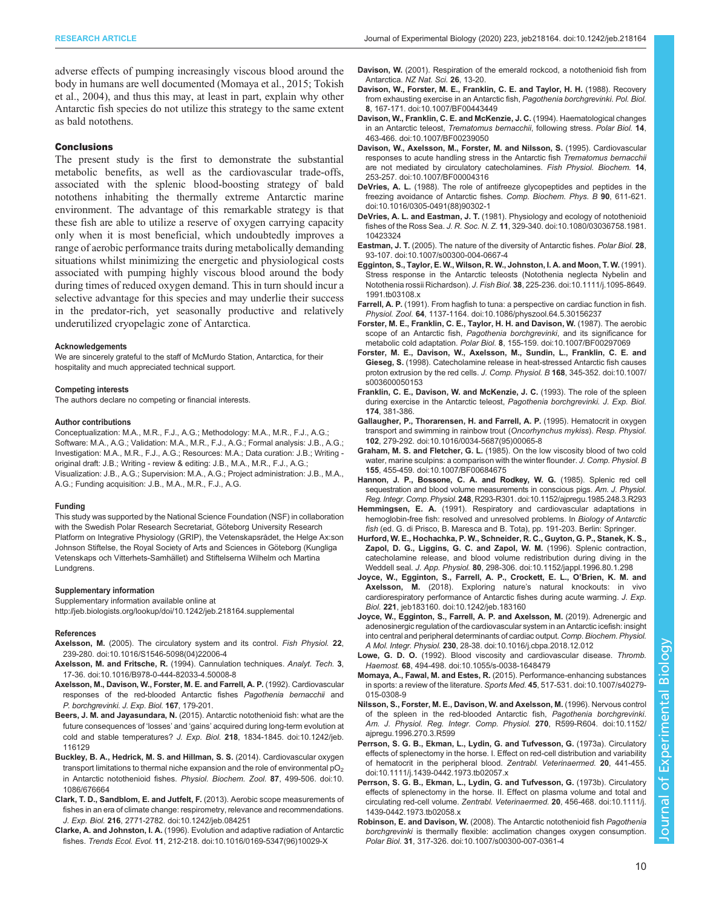adverse effects of pumping increasingly viscous blood around the body in humans are well documented (Momaya et al., 2015; Tokish et al., 2004), and thus this may, at least in part, explain why other Antarctic fish species do not utilize this strategy to the same extent as bald notothens.

## Conclusions

The present study is the first to demonstrate the substantial metabolic benefits, as well as the cardiovascular trade-offs, associated with the splenic blood-boosting strategy of bald notothens inhabiting the thermally extreme Antarctic marine environment. The advantage of this remarkable strategy is that these fish are able to utilize a reserve of oxygen carrying capacity only when it is most beneficial, which undoubtedly improves a range of aerobic performance traits during metabolically demanding situations whilst minimizing the energetic and physiological costs associated with pumping highly viscous blood around the body during times of reduced oxygen demand. This in turn should incur a selective advantage for this species and may underlie their success in the predator-rich, yet seasonally productive and relatively underutilized cryopelagic zone of Antarctica.

#### Acknowledgements

We are sincerely grateful to the staff of McMurdo Station, Antarctica, for their hospitality and much appreciated technical support.

#### Competing interests

The authors declare no competing or financial interests.

#### Author contributions

Conceptualization: M.A., M.R., F.J., A.G.; Methodology: M.A., M.R., F.J., A.G.; Software: M.A., A.G.; Validation: M.A., M.R., F.J., A.G.; Formal analysis: J.B., A.G.; Investigation: M.A., M.R., F.J., A.G.; Resources: M.A.; Data curation: J.B.; Writing - original draft: J.B.; Writing - review & editing: J.B., M.A., M.R., F.J., A.G.; Visualization: J.B., A.G.; Supervision: M.A., A.G.; Project administration: J.B., M.A., A.G.; Funding acquisition: J.B., M.A., M.R., F.J., A.G.

#### Funding

This study was supported by the National Science Foundation (NSF) in collaboration with the Swedish Polar Research Secretariat, Göteborg University Research Platform on Integrative Physiology (GRIP), the Vetenskapsrådet, the Helge Ax:son Johnson Stiftelse, the Royal Society of Arts and Sciences in Göteborg (Kungliga Vetenskaps och Vitterhets-Samhället) and Stiftelserna Wilhelm och Martina Lundgrens.

#### Supplementary information

Supplementary information available online at http://jeb.biologists.org/lookup/doi/10.1242/jeb.218164.supplemental

#### References

**Axelsson, M.** (2005). The circulatory system and its control. *Fish Physiol.* **22**, 239-280. doi:10.1016/S1546-5098(04)22006-4

**Axelsson, M. and Fritsche, R.** (1994). Cannulation techniques. *Analyt. Tech.* **3**, 17-36. doi:10.1016/B978-0-444-82033-4.50008-8

**Axelsson, M., Davison, W., Forster, M. E. and Farrell, A. P.** (1992). Cardiovascular responses of the red-blooded Antarctic fishes *Pagothenia bernacchii* and *P. borchgrevinki*. *J. Exp. Biol.* **167**, 179-201.

**Beers, J. M. and Jayasundara, N.** (2015). Antarctic notothenioid fish: what are the future consequences of 'losses' and 'gains' acquired during long-term evolution at cold and stable temperatures? *J. Exp. Biol.* **218**, 1834-1845. doi:10.1242/jeb.116129

**Buckley, B. A., Hedrick, M. S. and Hillman, S. S.** (2014). Cardiovascular oxygen transport limitations to thermal niche expansion and the role of environmental $pO_2$ in Antarctic notothenioid fishes. *Physiol. Biochem. Zool.* **87**, 499-506. doi:10.1086/676664

**Clark, T. D., Sandblom, E. and Jutfelt, F.** (2013). Aerobic scope measurements of fishes in an era of climate change: respirometry, relevance and recommendations. *J. Exp. Biol.* **216**, 2771-2782. doi:10.1242/jeb.084251

**Clarke, A. and Johnston, I. A.** (1996). Evolution and adaptive radiation of Antarctic fishes. *Trends Ecol. Evol.* **11**, 212-218. doi:10.1016/0169-5347(96)10029-X

**Davison, W.** (2001). Respiration of the emerald rockcod, a notothenioid fish from Antarctica. *NZ Nat. Sci.* **26**, 13-20.

**Davison, W., Forster, M. E., Franklin, C. E. and Taylor, H. H.** (1988). Recovery from exhausting exercise in an Antarctic fish, *Pagothenia borchgrevinki*. *Pol. Biol.* **8**, 167-171. doi:10.1007/BF00443449

**Davison, W., Franklin, C. E. and McKenzie, J. C.** (1994). Haematological changes in an Antarctic teleost, *Trematomus bernacchii*, following stress. *Polar Biol.* **14**, 463-466. doi:10.1007/BF00239050

**Davison, W., Axelsson, M., Forster, M. and Nilsson, S.** (1995). Cardiovascular responses to acute handling stress in the Antarctic fish *Trematomus bernacchii* are not mediated by circulatory catecholamines. *Fish Physiol. Biochem.* **14**, 253-257. doi:10.1007/BF00004316

**DeVries, A. L.** (1988). The role of antifreeze glycopeptides and peptides in the freezing avoidance of Antarctic fishes. *Comp. Biochem. Phys. B* **90**, 611-621. doi:10.1016/0305-0491(88)90302-1

**DeVries, A. L. and Eastman, J. T.** (1981). Physiology and ecology of notothenioid fishes of the Ross Sea. *J. R. Soc. N. Z.* **11**, 329-340. doi:10.1080/03036758.1981.10423324

**Eastman, J. T.** (2005). The nature of the diversity of Antarctic fishes. *Polar Biol.* **28**, 93-107. doi:10.1007/s00300-004-0667-4

**Egginton, S., Taylor, E. W., Wilson, R. W., Johnston, I. A. and Moon, T. W.** (1991). Stress response in the Antarctic teleosts (Notothenia neglecta Nybelin and Notothenia rossii Richardson). *J. Fish Biol.* **38**, 225-236. doi:10.1111/j.1095-8649.1991.tb03108.x

**Farrell, A. P.** (1991). From hagfish to tuna: a perspective on cardiac function in fish. *Physiol. Zool.* **64**, 1137-1164. doi:10.1086/physzool.64.5.30156237

**Forster, M. E., Franklin, C. E., Taylor, H. H. and Davison, W.** (1987). The aerobic scope of an Antarctic fish, *Pagothenia borchgrevinki*, and its significance for metabolic cold adaptation. *Polar Biol.* **8**, 155-159. doi:10.1007/BF00297069

**Forster, M. E., Davison, W., Axelsson, M., Sundin, L., Franklin, C. E. and Gieseg, S.** (1998). Catecholamine release in heat-stressed Antarctic fish causes proton extrusion by the red cells. *J. Comp. Physiol. B* **168**, 345-352. doi:10.1007/s003600050153

**Franklin, C. E., Davison, W. and McKenzie, J. C.** (1993). The role of the spleen during exercise in the Antarctic teleost, *Pagothenia borchgrevinki*. *J. Exp. Biol.* **174**, 381-386.

**Gallaugher, P., Thorarensen, H. and Farrell, A. P.** (1995). Hematocrit in oxygen transport and swimming in rainbow trout (*Oncorhynchus mykiss*). *Resp. Physiol.* **102**, 279-292. doi:10.1016/0034-5687(95)00065-8

**Graham, M. S. and Fletcher, G. L.** (1985). On the low viscosity blood of two cold water, marine sculpins: a comparison with the winter flounder. *J. Comp. Physiol. B* **155**, 455-459. doi:10.1007/BF00684675

**Hannon, J. P., Bossone, C. A. and Rodkey, W. G.** (1985). Splenic red cell sequestration and blood volume measurements in conscious pigs. *Am. J. Physiol. Reg. Integr. Comp. Physiol.* **248**, R293-R301. doi:10.1152/ajpregu.1985.248.3.R293

**Hemmingsen, E. A.** (1991). Respiratory and cardiovascular adaptations in hemoglobin-free fish: resolved and unresolved problems. In *Biology of Antarctic fish* (ed. G. di Prisco, B. Maresca and B. Tota), pp. 191-203. Berlin: Springer.

**Hurford, W. E., Hochachka, P. W., Schneider, R. C., Guyton, G. P., Stanek, K. S., Zapol, D. G., Liggins, G. C. and Zapol, W. M.** (1996). Splenic contraction, catecholamine release, and blood volume redistribution during diving in the Weddell seal. *J. App. Physiol.* **80**, 298-306. doi:10.1152/jappl.1996.80.1.298

**Joyce, W., Egginton, S., Farrell, A. P., Crockett, E. L., O'Brien, K. M. and Axelsson, M.** (2018). Exploring nature's natural knockouts: in vivo cardiorespiratory performance of Antarctic fishes during acute warming. *J. Exp. Biol.* **221**, jeb183160. doi:10.1242/jeb.183160

**Joyce, W., Egginton, S., Farrell, A. P. and Axelsson, M.** (2019). Adrenergic and adenosinergic regulation of the cardiovascular system in an Antarctic icefish: insight into central and peripheral determinants of cardiac output. *Comp. Biochem. Physiol. A Mol. Integr. Physiol.* **230**, 28-38. doi:10.1016/j.cbpa.2018.12.012

**Lowe, G. D. O.** (1992). Blood viscosity and cardiovascular disease. *Thromb. Haemost.* **68**, 494-498. doi:10.1055/s-0038-1648479

**Momaya, A., Fawal, M. and Estes, R.** (2015). Performance-enhancing substances in sports: a review of the literature. *Sports Med.* **45**, 517-531. doi:10.1007/s40279-015-0308-9

**Nilsson, S., Forster, M. E., Davison, W. and Axelsson, M.** (1996). Nervous control of the spleen in the red-blooded Antarctic fish, *Pagothenia borchgrevinki*. *Am. J. Physiol. Reg. Integr. Comp. Physiol.* **270**, R599-R604. doi:10.1152/ajpregu.1996.270.3.R599

**Persson, S. G. B., Ekman, L., Lydin, G. and Tufvesson, G.** (1973a). Circulatory effects of splenectomy in the horse. I. Effect on red-cell distribution and variability of hematocrit in the peripheral blood. *Zentrabl. Veterinaermed.* **20**, 441-455. doi:10.1111/j.1439-0442.1973.tb02057.x

**Persson, S. G. B., Ekman, L., Lydin, G. and Tufvesson, G.** (1973b). Circulatory effects of splenectomy in the horse. II. Effect on plasma volume and total and circulating red-cell volume. *Zentrabl. Veterinaermed.* **20**, 456-468. doi:10.1111/j.1439-0442.1973.tb02058.x

**Robinson, E. and Davison, W.** (2008). The Antarctic notothenioid fish *Pagothenia borchgrevinki* is thermally flexible: acclimation changes oxygen consumption. *Polar Biol.* **31**, 317-326. doi:10.1007/s00300-007-0361-4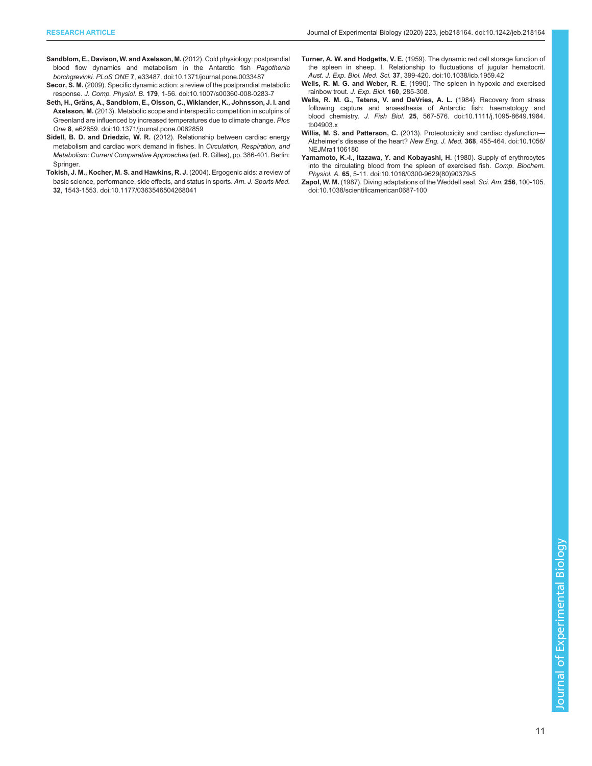**Sandblom, E., Davison, W. and Axelsson, M.** (2012). Cold physiology: postprandial blood flow dynamics and metabolism in the Antarctic fish *Pagothenia borchgrevinki*. *PLoS ONE* **7**, e33487. doi:10.1371/journal.pone.0033487

**Secor, S. M.** (2009). Specific dynamic action: a review of the postprandial metabolic response. *J. Comp. Physiol. B.* **179**, 1-56. doi:10.1007/s00360-008-0283-7

**Seth, H., Gräns, A., Sandblom, E., Olsson, C., Wiklander, K., Johnsson, J. I. and Axelsson, M.** (2013). Metabolic scope and interspecific competition in sculpins of Greenland are influenced by increased temperatures due to climate change. *Plos One* **8**, e62859. doi:10.1371/journal.pone.0062859

**Sidell, B. D. and Driedzic, W. R.** (2012). Relationship between cardiac energy metabolism and cardiac work demand in fishes. In *Circulation, Respiration, and Metabolism: Current Comparative Approaches* (ed. R. Gilles), pp. 386-401. Berlin: Springer.

**Tokish, J. M., Kocher, M. S. and Hawkins, R. J.** (2004). Ergogenic aids: a review of basic science, performance, side effects, and status in sports. *Am. J. Sports Med.* **32**, 1543-1553. doi:10.1177/0363546504268041

**Turner, A. W. and Hodgetts, V. E.** (1959). The dynamic red cell storage function of the spleen in sheep. I. Relationship to fluctuations of jugular hematocrit. *Aust. J. Exp. Biol. Med. Sci.* **37**, 399-420. doi:10.1038/icb.1959.42

**Wells, R. M. G. and Weber, R. E.** (1990). The spleen in hypoxic and exercised rainbow trout. *J. Exp. Biol.* **160**, 285-308.

**Wells, R. M. G., Tetens, V. and DeVries, A. L.** (1984). Recovery from stress following capture and anaesthesia of Antarctic fish: haematology and blood chemistry. *J. Fish Biol.* **25**, 567-576. doi:10.1111/j.1095-8649.1984.tb04903.x

**Willis, M. S. and Patterson, C.** (2013). Proteotoxicity and cardiac dysfunction—Alzheimer's disease of the heart? *New Eng. J. Med.* **368**, 455-464. doi:10.1056/NEJMra1106180

**Yamamoto, K.-I., Itazawa, Y. and Kobayashi, H.** (1980). Supply of erythrocytes into the circulating blood from the spleen of exercised fish. *Comp. Biochem. Physiol. A.* **65**, 5-11. doi:10.1016/0300-9629(80)90379-5

**Zapol, W. M.** (1987). Diving adaptations of the Weddell seal. *Sci. Am.* **256**, 100-105. doi:10.1038/scientificamerican0687-100